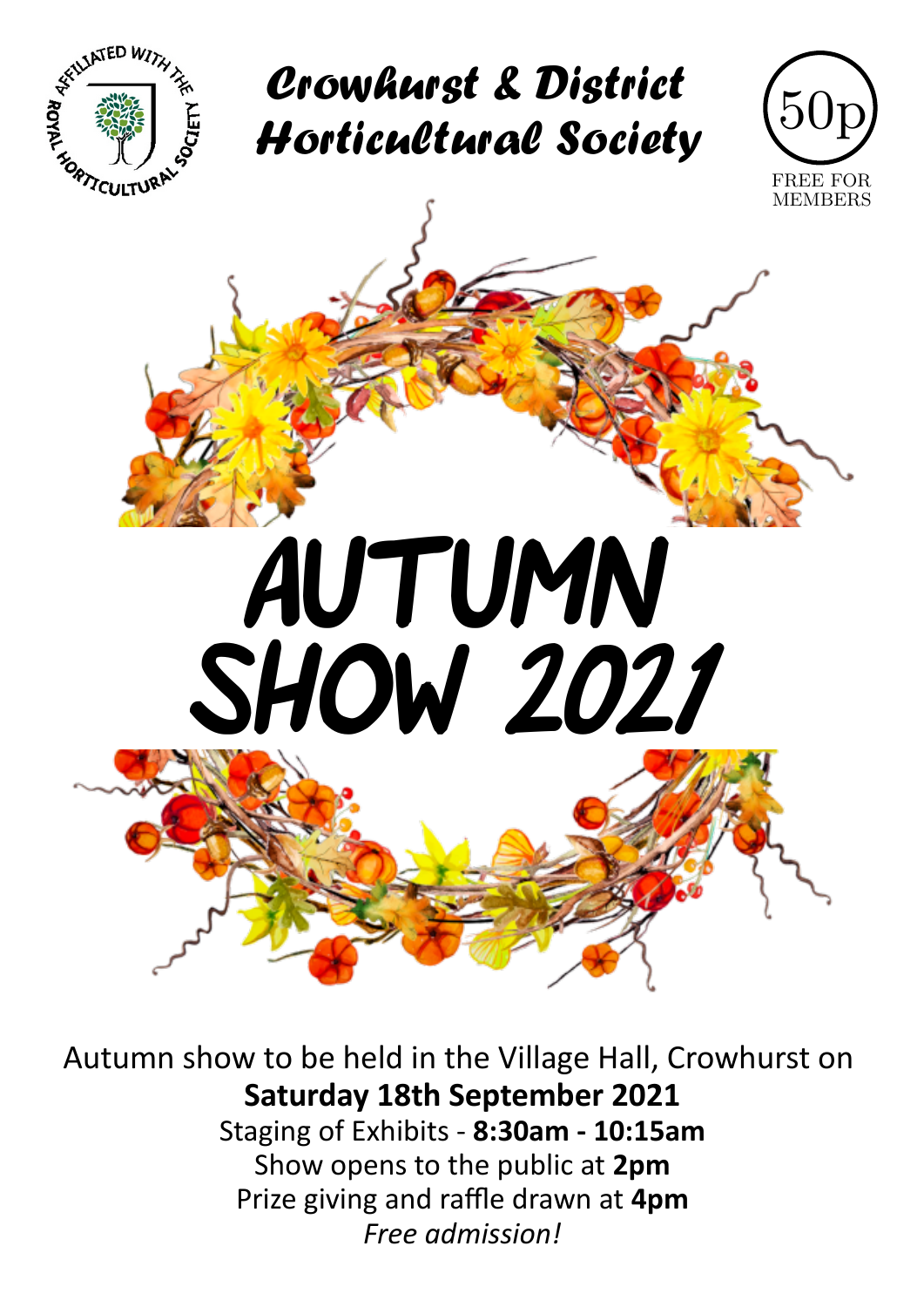AFFILIATED WITH THE ROYAL HORTICULTURAL SOCIETY

# Crowhurst & District Horticultural Society

50p

FREE FOR MEMBERS

# AUTUMN SHOW 2021

Autumn show to be held in the Village Hall, Crowhurst on

**Saturday 18th September 2021**

Staging of Exhibits - **8:30am - 10:15am**

Show opens to the public at **2pm**

Prize giving and raffle drawn at **4pm**

*Free admission!*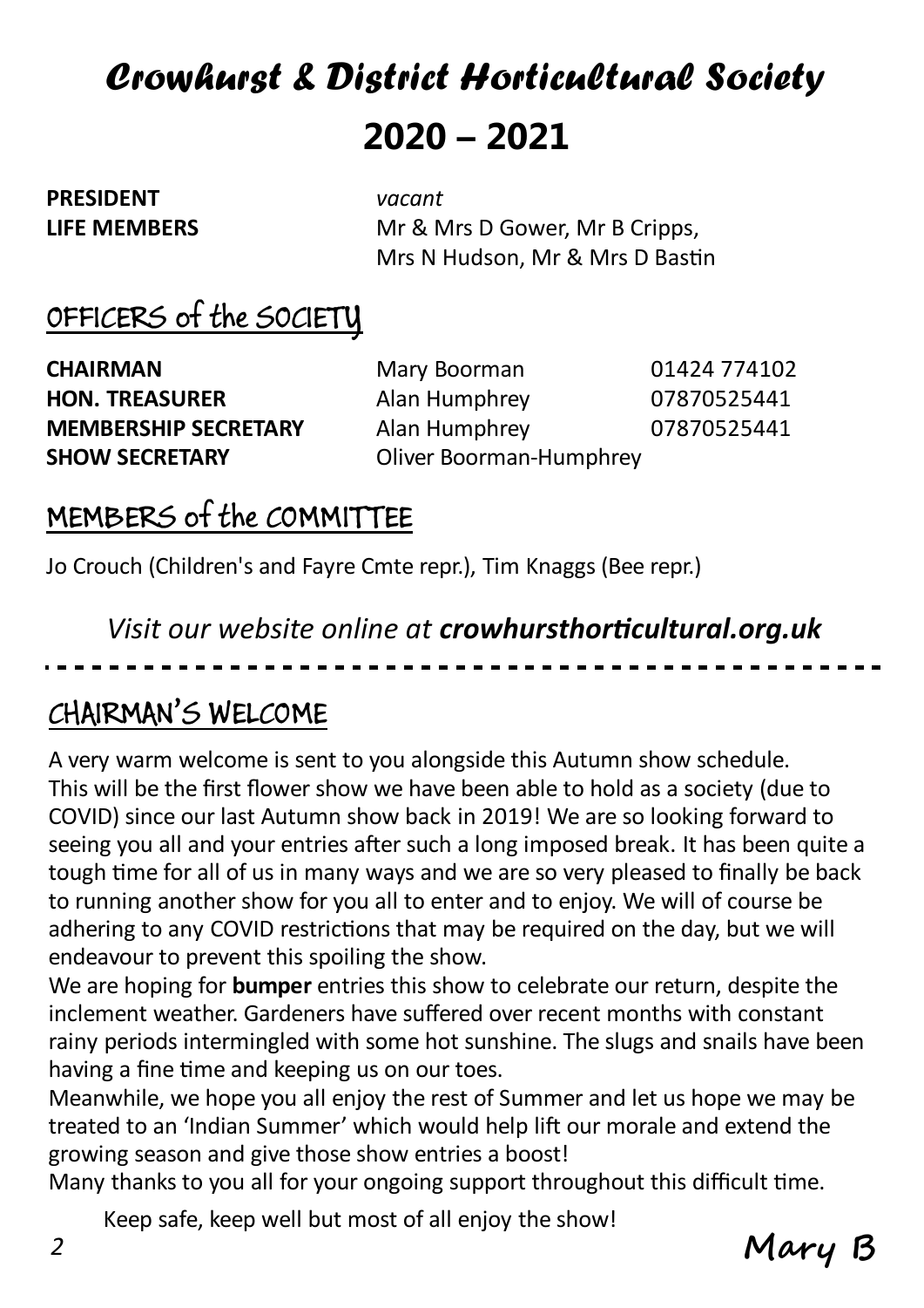# *Crowhurst & District Horticultural Society*

# 2020 – 2021

**PRESIDENT** *vacant*

**LIFE MEMBERS** Mr & Mrs D Gower, Mr B Cripps, Mrs N Hudson, Mr & Mrs D Bastin

## OFFICERS of the SOCIETY

| | | |
|---|---|---|
| **CHAIRMAN** | Mary Boorman | 01424 774102 |
| **HON. TREASURER** | Alan Humphrey | 07870525441 |
| **MEMBERSHIP SECRETARY** | Alan Humphrey | 07870525441 |
| **SHOW SECRETARY** | Oliver Boorman-Humphrey | |

## MEMBERS of the COMMITTEE

Jo Crouch (Children's and Fayre Cmte repr.), Tim Knaggs (Bee repr.)

*Visit our website online at **crowhursthorticultural.org.uk***

---

## CHAIRMAN'S WELCOME

A very warm welcome is sent to you alongside this Autumn show schedule. This will be the first flower show we have been able to hold as a society (due to COVID) since our last Autumn show back in 2019! We are so looking forward to seeing you all and your entries after such a long imposed break. It has been quite a tough time for all of us in many ways and we are so very pleased to finally be back to running another show for you all to enter and to enjoy. We will of course be adhering to any COVID restrictions that may be required on the day, but we will endeavour to prevent this spoiling the show.

We are hoping for **bumper** entries this show to celebrate our return, despite the inclement weather. Gardeners have suffered over recent months with constant rainy periods intermingled with some hot sunshine. The slugs and snails have been having a fine time and keeping us on our toes.

Meanwhile, we hope you all enjoy the rest of Summer and let us hope we may be treated to an 'Indian Summer' which would help lift our morale and extend the growing season and give those show entries a boost!

Many thanks to you all for your ongoing support throughout this difficult time.

Keep safe, keep well but most of all enjoy the show!

**Mary B**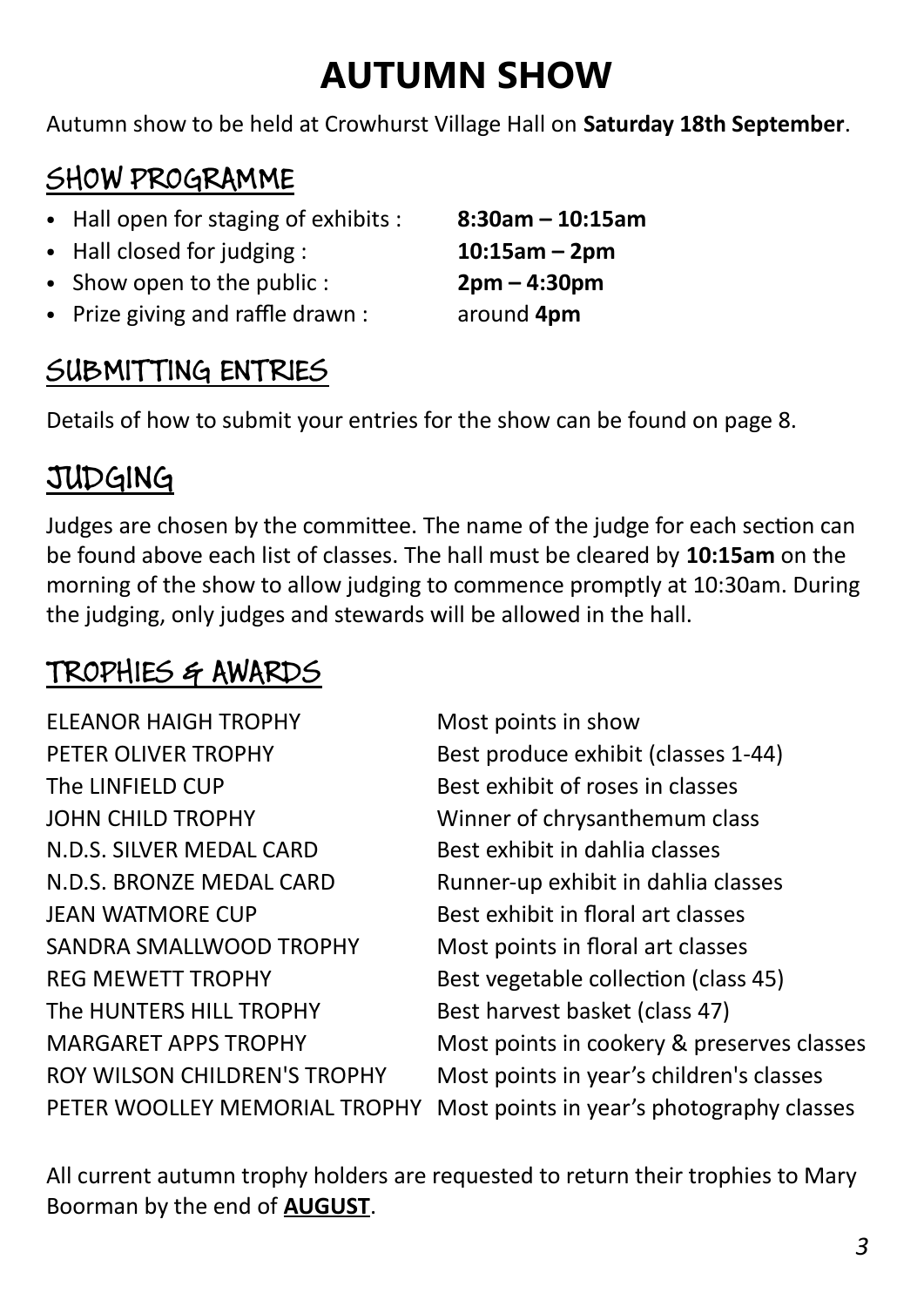# AUTUMN SHOW

Autumn show to be held at Crowhurst Village Hall on **Saturday 18th September**.

## SHOW PROGRAMME

- Hall open for staging of exhibits : **8:30am – 10:15am**
- Hall closed for judging : **10:15am – 2pm**
- Show open to the public : **2pm – 4:30pm**
- Prize giving and raffle drawn : around **4pm**

## SUBMITTING ENTRIES

Details of how to submit your entries for the show can be found on page 8.

## JUDGING

Judges are chosen by the committee. The name of the judge for each section can be found above each list of classes. The hall must be cleared by **10:15am** on the morning of the show to allow judging to commence promptly at 10:30am. During the judging, only judges and stewards will be allowed in the hall.

## TROPHIES & AWARDS

| | |
|---|---|
| ELEANOR HAIGH TROPHY | Most points in show |
| PETER OLIVER TROPHY | Best produce exhibit (classes 1-44) |
| The LINFIELD CUP | Best exhibit of roses in classes |
| JOHN CHILD TROPHY | Winner of chrysanthemum class |
| N.D.S. SILVER MEDAL CARD | Best exhibit in dahlia classes |
| N.D.S. BRONZE MEDAL CARD | Runner-up exhibit in dahlia classes |
| JEAN WATMORE CUP | Best exhibit in floral art classes |
| SANDRA SMALLWOOD TROPHY | Most points in floral art classes |
| REG MEWETT TROPHY | Best vegetable collection (class 45) |
| The HUNTERS HILL TROPHY | Best harvest basket (class 47) |
| MARGARET APPS TROPHY | Most points in cookery & preserves classes |
| ROY WILSON CHILDREN'S TROPHY | Most points in year's children's classes |
| PETER WOOLLEY MEMORIAL TROPHY | Most points in year's photography classes |

All current autumn trophy holders are requested to return their trophies to Mary Boorman by the end of **AUGUST**.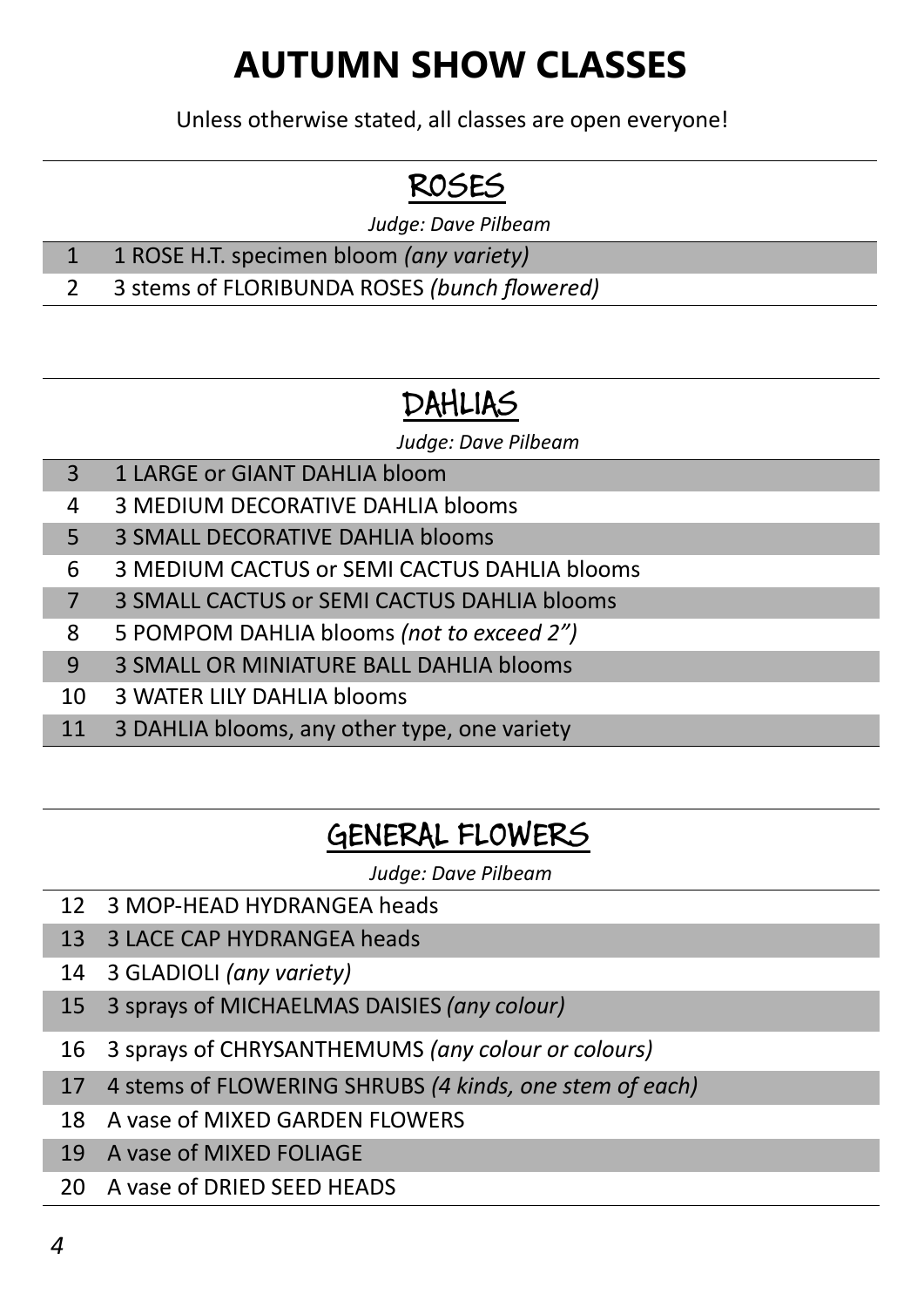# AUTUMN SHOW CLASSES

Unless otherwise stated, all classes are open everyone!

## ROSES

*Judge: Dave Pilbeam*

| | |
|---|---|
| 1 | 1 ROSE H.T. specimen bloom *(any variety)* |
| 2 | 3 stems of FLORIBUNDA ROSES *(bunch flowered)* |

## DAHLIAS

*Judge: Dave Pilbeam*

| | |
|---|---|
| 3 | 1 LARGE or GIANT DAHLIA bloom |
| 4 | 3 MEDIUM DECORATIVE DAHLIA blooms |
| 5 | 3 SMALL DECORATIVE DAHLIA blooms |
| 6 | 3 MEDIUM CACTUS or SEMI CACTUS DAHLIA blooms |
| 7 | 3 SMALL CACTUS or SEMI CACTUS DAHLIA blooms |
| 8 | 5 POMPOM DAHLIA blooms *(not to exceed 2")* |
| 9 | 3 SMALL OR MINIATURE BALL DAHLIA blooms |
| 10 | 3 WATER LILY DAHLIA blooms |
| 11 | 3 DAHLIA blooms, any other type, one variety |

## GENERAL FLOWERS

*Judge: Dave Pilbeam*

| | |
|---|---|
| 12 | 3 MOP-HEAD HYDRANGEA heads |
| 13 | 3 LACE CAP HYDRANGEA heads |
| 14 | 3 GLADIOLI *(any variety)* |
| 15 | 3 sprays of MICHAELMAS DAISIES *(any colour)* |
| 16 | 3 sprays of CHRYSANTHEMUMS *(any colour or colours)* |
| 17 | 4 stems of FLOWERING SHRUBS *(4 kinds, one stem of each)* |
| 18 | A vase of MIXED GARDEN FLOWERS |
| 19 | A vase of MIXED FOLIAGE |
| 20 | A vase of DRIED SEED HEADS |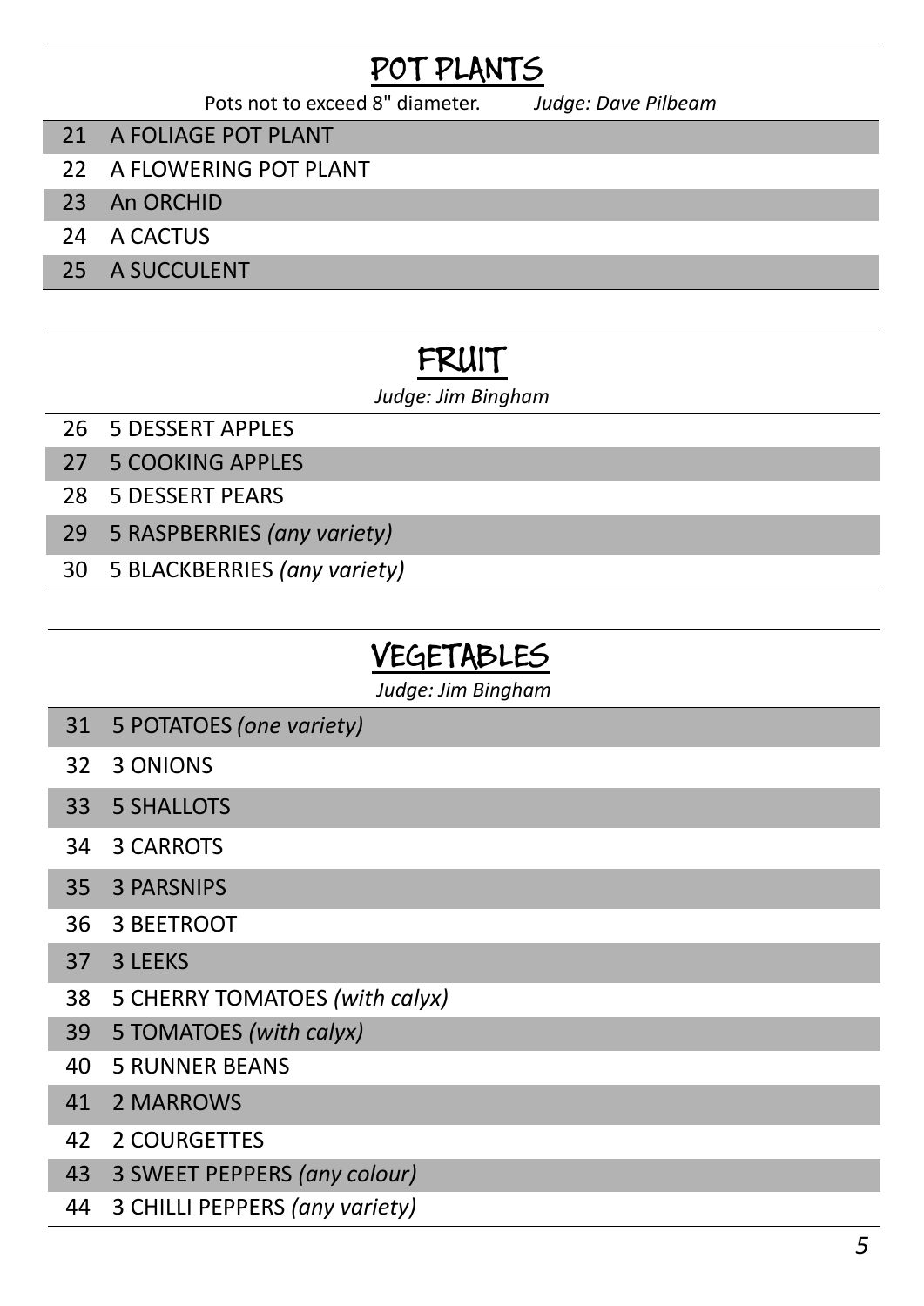## POT PLANTS

Pots not to exceed 8" diameter. *Judge: Dave Pilbeam*

| | |
|---|---|
| 21 | A FOLIAGE POT PLANT |
| 22 | A FLOWERING POT PLANT |
| 23 | An ORCHID |
| 24 | A CACTUS |
| 25 | A SUCCULENT |

## FRUIT

*Judge: Jim Bingham*

| | |
|---|---|
| 26 | 5 DESSERT APPLES |
| 27 | 5 COOKING APPLES |
| 28 | 5 DESSERT PEARS |
| 29 | 5 RASPBERRIES *(any variety)* |
| 30 | 5 BLACKBERRIES *(any variety)* |

## VEGETABLES

*Judge: Jim Bingham*

| | |
|---|---|
| 31 | 5 POTATOES *(one variety)* |
| 32 | 3 ONIONS |
| 33 | 5 SHALLOTS |
| 34 | 3 CARROTS |
| 35 | 3 PARSNIPS |
| 36 | 3 BEETROOT |
| 37 | 3 LEEKS |
| 38 | 5 CHERRY TOMATOES *(with calyx)* |
| 39 | 5 TOMATOES *(with calyx)* |
| 40 | 5 RUNNER BEANS |
| 41 | 2 MARROWS |
| 42 | 2 COURGETTES |
| 43 | 3 SWEET PEPPERS *(any colour)* |
| 44 | 3 CHILLI PEPPERS *(any variety)* |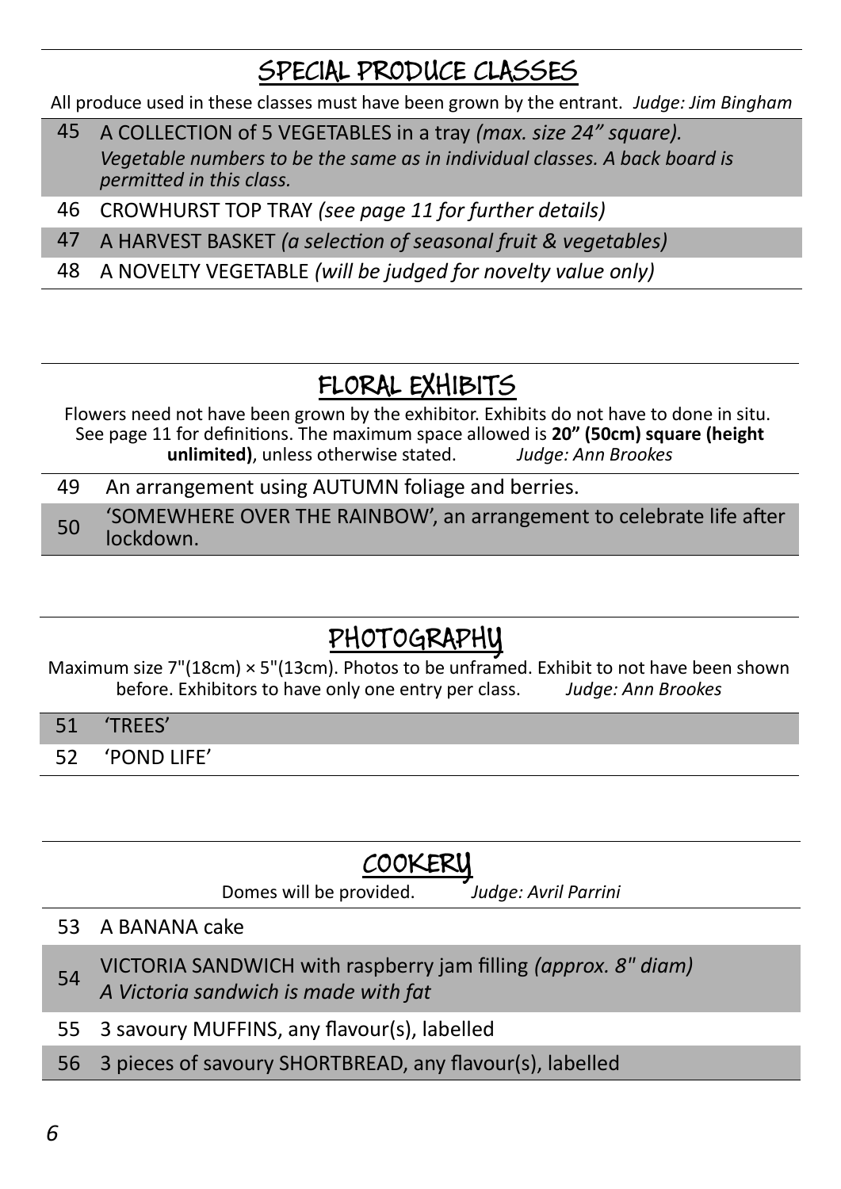## SPECIAL PRODUCE CLASSES

All produce used in these classes must have been grown by the entrant. *Judge: Jim Bingham*

| | |
|---|---|
| 45 | A COLLECTION of 5 VEGETABLES in a tray *(max. size 24" square). Vegetable numbers to be the same as in individual classes. A back board is permitted in this class.* |
| 46 | CROWHURST TOP TRAY *(see page 11 for further details)* |
| 47 | A HARVEST BASKET *(a selection of seasonal fruit & vegetables)* |
| 48 | A NOVELTY VEGETABLE *(will be judged for novelty value only)* |

## FLORAL EXHIBITS

Flowers need not have been grown by the exhibitor. Exhibits do not have to done in situ. See page 11 for definitions. The maximum space allowed is **20" (50cm) square (height unlimited)**, unless otherwise stated. *Judge: Ann Brookes*

| | |
|---|---|
| 49 | An arrangement using AUTUMN foliage and berries. |
| 50 | 'SOMEWHERE OVER THE RAINBOW', an arrangement to celebrate life after lockdown. |

## PHOTOGRAPHY

Maximum size 7"(18cm) × 5"(13cm). Photos to be unframed. Exhibit to not have been shown before. Exhibitors to have only one entry per class. *Judge: Ann Brookes*

| | |
|---|---|
| 51 | 'TREES' |
| 52 | 'POND LIFE' |

## COOKERY

Domes will be provided. *Judge: Avril Parrini*

| | |
|---|---|
| 53 | A BANANA cake |
| 54 | VICTORIA SANDWICH with raspberry jam filling *(approx. 8" diam) A Victoria sandwich is made with fat* |
| 55 | 3 savoury MUFFINS, any flavour(s), labelled |
| 56 | 3 pieces of savoury SHORTBREAD, any flavour(s), labelled |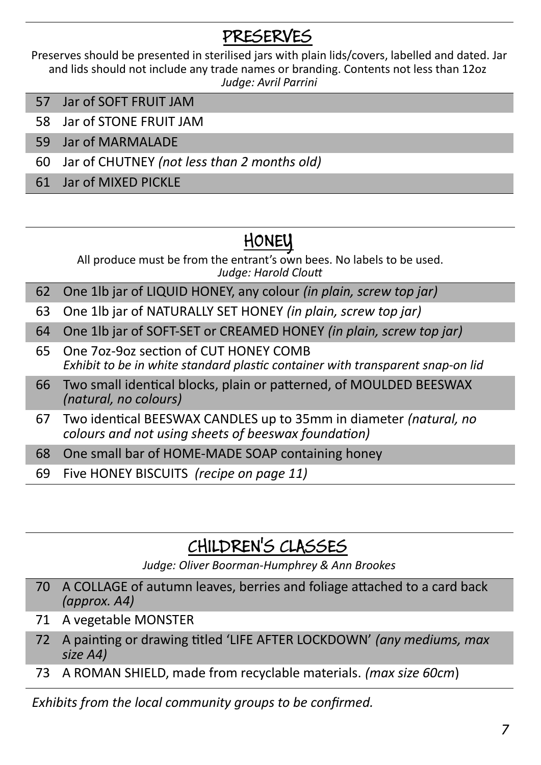## PRESERVES

Preserves should be presented in sterilised jars with plain lids/covers, labelled and dated. Jar and lids should not include any trade names or branding. Contents not less than 12oz

*Judge: Avril Parrini*

| | |
|---|---|
| 57 | Jar of SOFT FRUIT JAM |
| 58 | Jar of STONE FRUIT JAM |
| 59 | Jar of MARMALADE |
| 60 | Jar of CHUTNEY *(not less than 2 months old)* |
| 61 | Jar of MIXED PICKLE |

## HONEY

All produce must be from the entrant's own bees. No labels to be used.

*Judge: Harold Cloutt*

| | |
|---|---|
| 62 | One 1lb jar of LIQUID HONEY, any colour *(in plain, screw top jar)* |
| 63 | One 1lb jar of NATURALLY SET HONEY *(in plain, screw top jar)* |
| 64 | One 1lb jar of SOFT-SET or CREAMED HONEY *(in plain, screw top jar)* |
| 65 | One 7oz-9oz section of CUT HONEY COMB *Exhibit to be in white standard plastic container with transparent snap-on lid* |
| 66 | Two small identical blocks, plain or patterned, of MOULDED BEESWAX *(natural, no colours)* |
| 67 | Two identical BEESWAX CANDLES up to 35mm in diameter *(natural, no colours and not using sheets of beeswax foundation)* |
| 68 | One small bar of HOME-MADE SOAP containing honey |
| 69 | Five HONEY BISCUITS *(recipe on page 11)* |

## CHILDREN'S CLASSES

*Judge: Oliver Boorman-Humphrey & Ann Brookes*

| | |
|---|---|
| 70 | A COLLAGE of autumn leaves, berries and foliage attached to a card back *(approx. A4)* |
| 71 | A vegetable MONSTER |
| 72 | A painting or drawing titled 'LIFE AFTER LOCKDOWN' *(any mediums, max size A4)* |
| 73 | A ROMAN SHIELD, made from recyclable materials. *(max size 60cm)* |

*Exhibits from the local community groups to be confirmed.*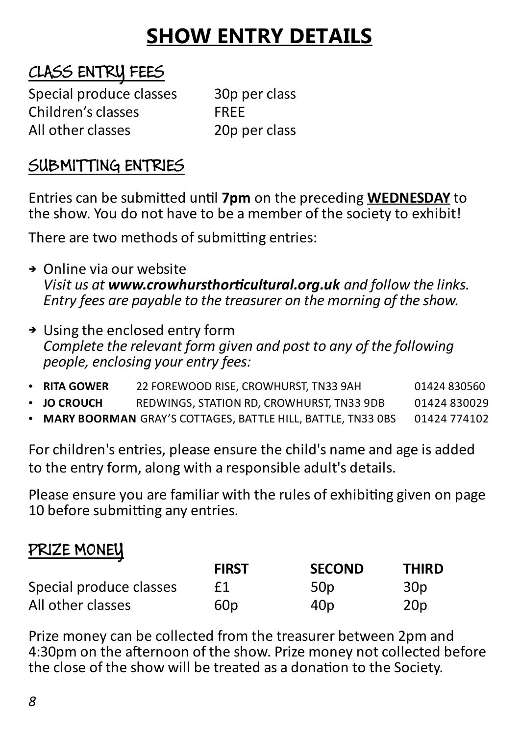# SHOW ENTRY DETAILS

## CLASS ENTRY FEES

| | |
|---|---|
| Special produce classes | 30p per class |
| Children's classes | FREE |
| All other classes | 20p per class |

## SUBMITTING ENTRIES

Entries can be submitted until **7pm** on the preceding **WEDNESDAY** to the show. You do not have to be a member of the society to exhibit!

There are two methods of submitting entries:

- ➔ Online via our website
  *Visit us at **www.crowhursthorticultural.org.uk** and follow the links. Entry fees are payable to the treasurer on the morning of the show.*

- ➔ Using the enclosed entry form
  *Complete the relevant form given and post to any of the following people, enclosing your entry fees:*

- **RITA GOWER** 22 FOREWOOD RISE, CROWHURST, TN33 9AH 01424 830560
- **JO CROUCH** REDWINGS, STATION RD, CROWHURST, TN33 9DB 01424 830029
- **MARY BOORMAN** GRAY'S COTTAGES, BATTLE HILL, BATTLE, TN33 0BS 01424 774102

For children's entries, please ensure the child's name and age is added to the entry form, along with a responsible adult's details.

Please ensure you are familiar with the rules of exhibiting given on page 10 before submitting any entries.

## PRIZE MONEY

| | FIRST | SECOND | THIRD |
|---|---|---|---|
| Special produce classes | £1 | 50p | 30p |
| All other classes | 60p | 40p | 20p |

Prize money can be collected from the treasurer between 2pm and 4:30pm on the afternoon of the show. Prize money not collected before the close of the show will be treated as a donation to the Society.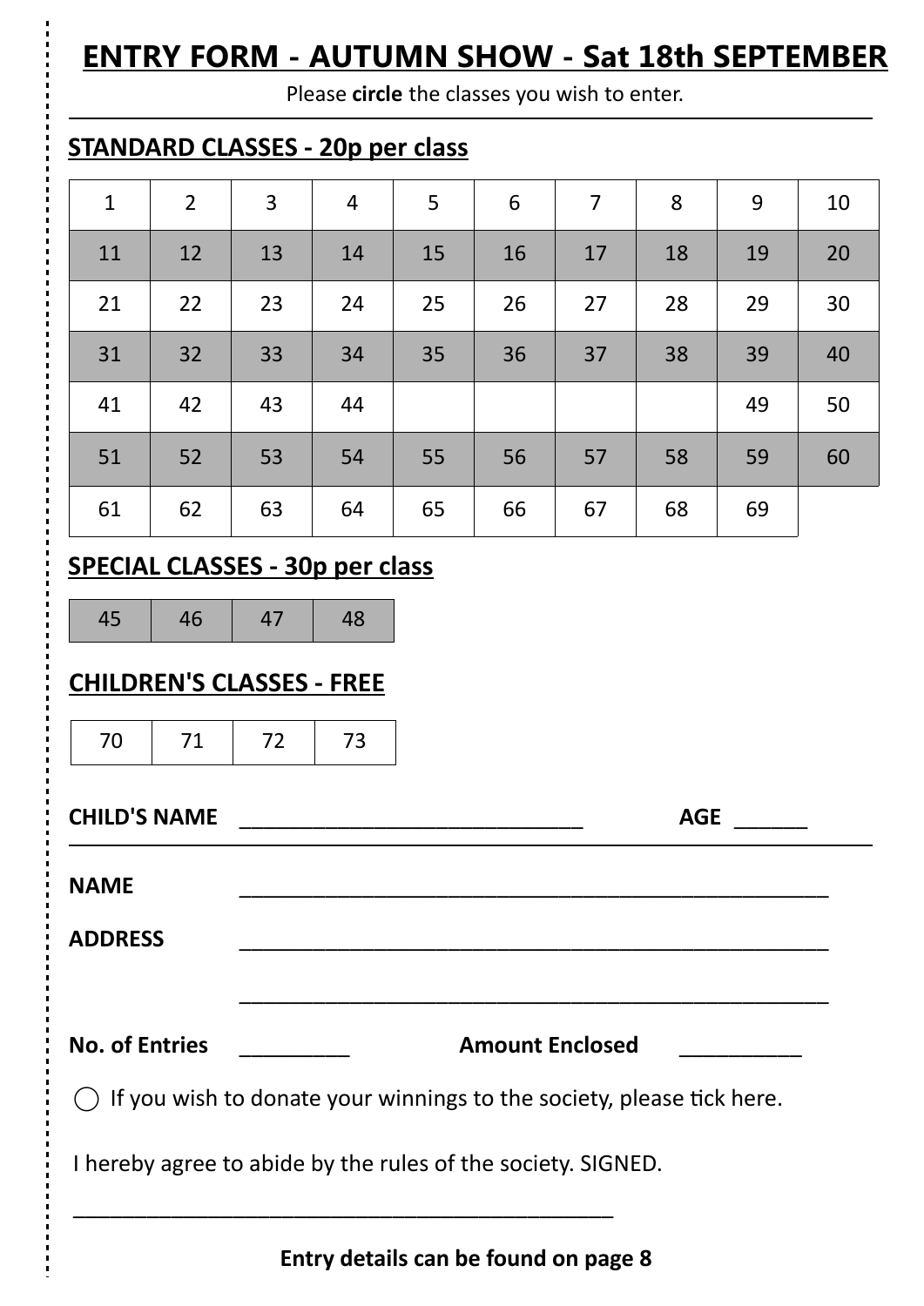# ENTRY FORM - AUTUMN SHOW - Sat 18th SEPTEMBER

Please **circle** the classes you wish to enter.

## STANDARD CLASSES - 20p per class

| 1 | 2 | 3 | 4 | 5 | 6 | 7 | 8 | 9 | 10 |
|---|---|---|---|---|---|---|---|---|---|
| 11 | 12 | 13 | 14 | 15 | 16 | 17 | 18 | 19 | 20 |
| 21 | 22 | 23 | 24 | 25 | 26 | 27 | 28 | 29 | 30 |
| 31 | 32 | 33 | 34 | 35 | 36 | 37 | 38 | 39 | 40 |
| 41 | 42 | 43 | 44 | | | | | 49 | 50 |
| 51 | 52 | 53 | 54 | 55 | 56 | 57 | 58 | 59 | 60 |
| 61 | 62 | 63 | 64 | 65 | 66 | 67 | 68 | 69 | |

## SPECIAL CLASSES - 30p per class

| 45 | 46 | 47 | 48 |
|---|---|---|---|

## CHILDREN'S CLASSES - FREE

| 70 | 71 | 72 | 73 |
|---|---|---|---|

**CHILD'S NAME** ______________________________ **AGE** ______

**NAME** ____________________________________________________

**ADDRESS** ____________________________________________________

____________________________________________________

**No. of Entries** _________ **Amount Enclosed** __________

◯ If you wish to donate your winnings to the society, please tick here.

I hereby agree to abide by the rules of the society. SIGNED.

________________________________________________

**Entry details can be found on page 8**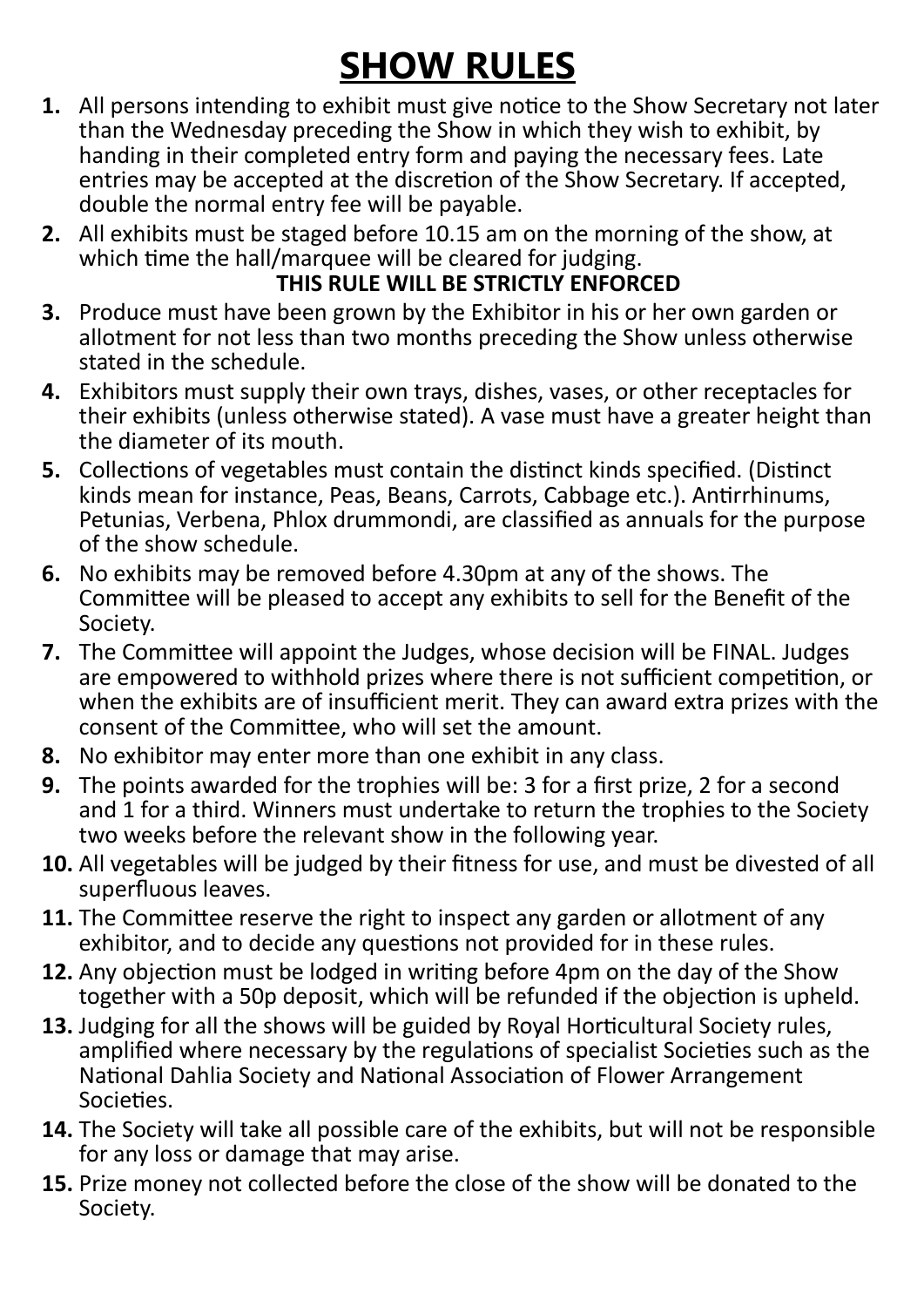# SHOW RULES

1. All persons intending to exhibit must give notice to the Show Secretary not later than the Wednesday preceding the Show in which they wish to exhibit, by handing in their completed entry form and paying the necessary fees. Late entries may be accepted at the discretion of the Show Secretary. If accepted, double the normal entry fee will be payable.
2. All exhibits must be staged before 10.15 am on the morning of the show, at which time the hall/marquee will be cleared for judging.
   **THIS RULE WILL BE STRICTLY ENFORCED**
3. Produce must have been grown by the Exhibitor in his or her own garden or allotment for not less than two months preceding the Show unless otherwise stated in the schedule.
4. Exhibitors must supply their own trays, dishes, vases, or other receptacles for their exhibits (unless otherwise stated). A vase must have a greater height than the diameter of its mouth.
5. Collections of vegetables must contain the distinct kinds specified. (Distinct kinds mean for instance, Peas, Beans, Carrots, Cabbage etc.). Antirrhinums, Petunias, Verbena, Phlox drummondi, are classified as annuals for the purpose of the show schedule.
6. No exhibits may be removed before 4.30pm at any of the shows. The Committee will be pleased to accept any exhibits to sell for the Benefit of the Society.
7. The Committee will appoint the Judges, whose decision will be FINAL. Judges are empowered to withhold prizes where there is not sufficient competition, or when the exhibits are of insufficient merit. They can award extra prizes with the consent of the Committee, who will set the amount.
8. No exhibitor may enter more than one exhibit in any class.
9. The points awarded for the trophies will be: 3 for a first prize, 2 for a second and 1 for a third. Winners must undertake to return the trophies to the Society two weeks before the relevant show in the following year.
10. All vegetables will be judged by their fitness for use, and must be divested of all superfluous leaves.
11. The Committee reserve the right to inspect any garden or allotment of any exhibitor, and to decide any questions not provided for in these rules.
12. Any objection must be lodged in writing before 4pm on the day of the Show together with a 50p deposit, which will be refunded if the objection is upheld.
13. Judging for all the shows will be guided by Royal Horticultural Society rules, amplified where necessary by the regulations of specialist Societies such as the National Dahlia Society and National Association of Flower Arrangement Societies.
14. The Society will take all possible care of the exhibits, but will not be responsible for any loss or damage that may arise.
15. Prize money not collected before the close of the show will be donated to the Society.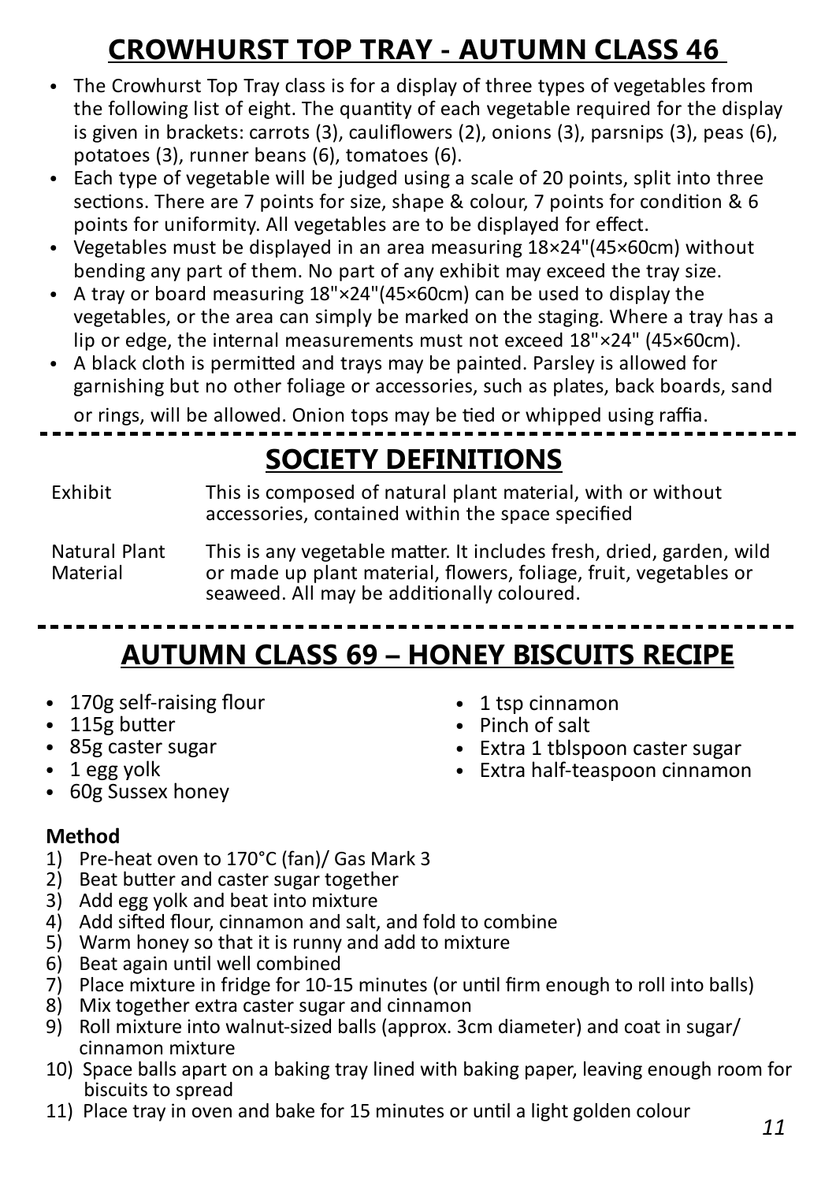## CROWHURST TOP TRAY - AUTUMN CLASS 46

- The Crowhurst Top Tray class is for a display of three types of vegetables from the following list of eight. The quantity of each vegetable required for the display is given in brackets: carrots (3), cauliflowers (2), onions (3), parsnips (3), peas (6), potatoes (3), runner beans (6), tomatoes (6).
- Each type of vegetable will be judged using a scale of 20 points, split into three sections. There are 7 points for size, shape & colour, 7 points for condition & 6 points for uniformity. All vegetables are to be displayed for effect.
- Vegetables must be displayed in an area measuring 18×24"(45×60cm) without bending any part of them. No part of any exhibit may exceed the tray size.
- A tray or board measuring 18"×24"(45×60cm) can be used to display the vegetables, or the area can simply be marked on the staging. Where a tray has a lip or edge, the internal measurements must not exceed 18"×24" (45×60cm).
- A black cloth is permitted and trays may be painted. Parsley is allowed for garnishing but no other foliage or accessories, such as plates, back boards, sand or rings, will be allowed. Onion tops may be tied or whipped using raffia.

---

## SOCIETY DEFINITIONS

| | |
|---|---|
| Exhibit | This is composed of natural plant material, with or without accessories, contained within the space specified |
| Natural Plant Material | This is any vegetable matter. It includes fresh, dried, garden, wild or made up plant material, flowers, foliage, fruit, vegetables or seaweed. All may be additionally coloured. |

---

## AUTUMN CLASS 69 – HONEY BISCUITS RECIPE

- 170g self-raising flour
- 115g butter
- 85g caster sugar
- 1 egg yolk
- 60g Sussex honey
- 1 tsp cinnamon
- Pinch of salt
- Extra 1 tblspoon caster sugar
- Extra half-teaspoon cinnamon

### Method

1) Pre-heat oven to 170°C (fan)/ Gas Mark 3
2) Beat butter and caster sugar together
3) Add egg yolk and beat into mixture
4) Add sifted flour, cinnamon and salt, and fold to combine
5) Warm honey so that it is runny and add to mixture
6) Beat again until well combined
7) Place mixture in fridge for 10-15 minutes (or until firm enough to roll into balls)
8) Mix together extra caster sugar and cinnamon
9) Roll mixture into walnut-sized balls (approx. 3cm diameter) and coat in sugar/ cinnamon mixture
10) Space balls apart on a baking tray lined with baking paper, leaving enough room for biscuits to spread
11) Place tray in oven and bake for 15 minutes or until a light golden colour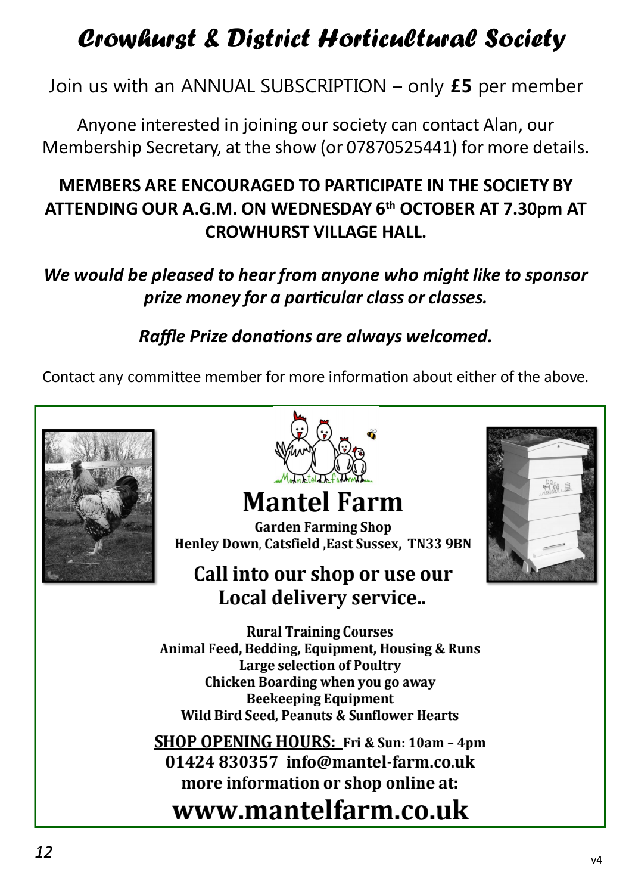# *Crowhurst & District Horticultural Society*

Join us with an ANNUAL SUBSCRIPTION – only **£5** per member

Anyone interested in joining our society can contact Alan, our Membership Secretary, at the show (or 07870525441) for more details.

**MEMBERS ARE ENCOURAGED TO PARTICIPATE IN THE SOCIETY BY ATTENDING OUR A.G.M. ON WEDNESDAY 6th OCTOBER AT 7.30pm AT CROWHURST VILLAGE HALL.**

***We would be pleased to hear from anyone who might like to sponsor prize money for a particular class or classes.***

***Raffle Prize donations are always welcomed.***

Contact any committee member for more information about either of the above.

## Mantel Farm

**Garden Farming Shop**
**Henley Down, Catsfield ,East Sussex, TN33 9BN**

**Call into our shop or use our Local delivery service..**

**Rural Training Courses**
**Animal Feed, Bedding, Equipment, Housing & Runs**
**Large selection of Poultry**
**Chicken Boarding when you go away**
**Beekeeping Equipment**
**Wild Bird Seed, Peanuts & Sunflower Hearts**

**SHOP OPENING HOURS: Fri & Sun: 10am – 4pm**
**01424 830357 info@mantel-farm.co.uk**
**more information or shop online at:**

**www.mantelfarm.co.uk**

v4